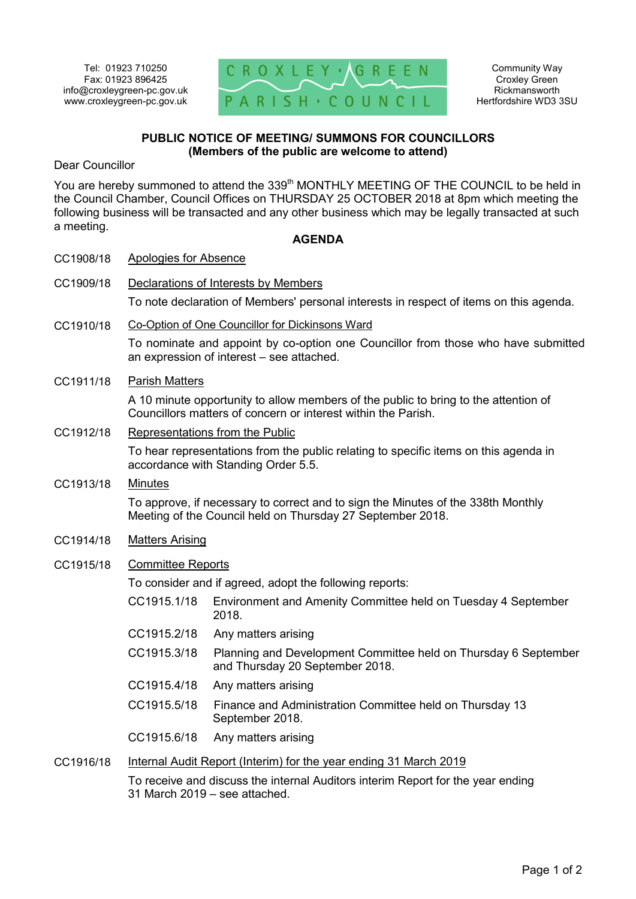Tel: 01923 710250
Fax: 01923 896425
info@croxleygreen-pc.gov.uk
www.croxleygreen-pc.gov.uk

CROXLEY GREEN PARISH COUNCIL

Community Way
Croxley Green
Rickmansworth
Hertfordshire WD3 3SU

**PUBLIC NOTICE OF MEETING/ SUMMONS FOR COUNCILLORS**
**(Members of the public are welcome to attend)**

Dear Councillor

You are hereby summoned to attend the 339th MONTHLY MEETING OF THE COUNCIL to be held in the Council Chamber, Council Offices on THURSDAY 25 OCTOBER 2018 at 8pm which meeting the following business will be transacted and any other business which may be legally transacted at such a meeting.

**AGENDA**

CC1908/18 Apologies for Absence

CC1909/18 Declarations of Interests by Members

To note declaration of Members' personal interests in respect of items on this agenda.

CC1910/18 Co-Option of One Councillor for Dickinsons Ward

To nominate and appoint by co-option one Councillor from those who have submitted an expression of interest – see attached.

CC1911/18 Parish Matters

A 10 minute opportunity to allow members of the public to bring to the attention of Councillors matters of concern or interest within the Parish.

CC1912/18 Representations from the Public

To hear representations from the public relating to specific items on this agenda in accordance with Standing Order 5.5.

CC1913/18 Minutes

To approve, if necessary to correct and to sign the Minutes of the 338th Monthly Meeting of the Council held on Thursday 27 September 2018.

CC1914/18 Matters Arising

CC1915/18 Committee Reports

To consider and if agreed, adopt the following reports:

CC1915.1/18 Environment and Amenity Committee held on Tuesday 4 September 2018.

CC1915.2/18 Any matters arising

CC1915.3/18 Planning and Development Committee held on Thursday 6 September and Thursday 20 September 2018.

CC1915.4/18 Any matters arising

CC1915.5/18 Finance and Administration Committee held on Thursday 13 September 2018.

CC1915.6/18 Any matters arising

CC1916/18 Internal Audit Report (Interim) for the year ending 31 March 2019

To receive and discuss the internal Auditors interim Report for the year ending 31 March 2019 – see attached.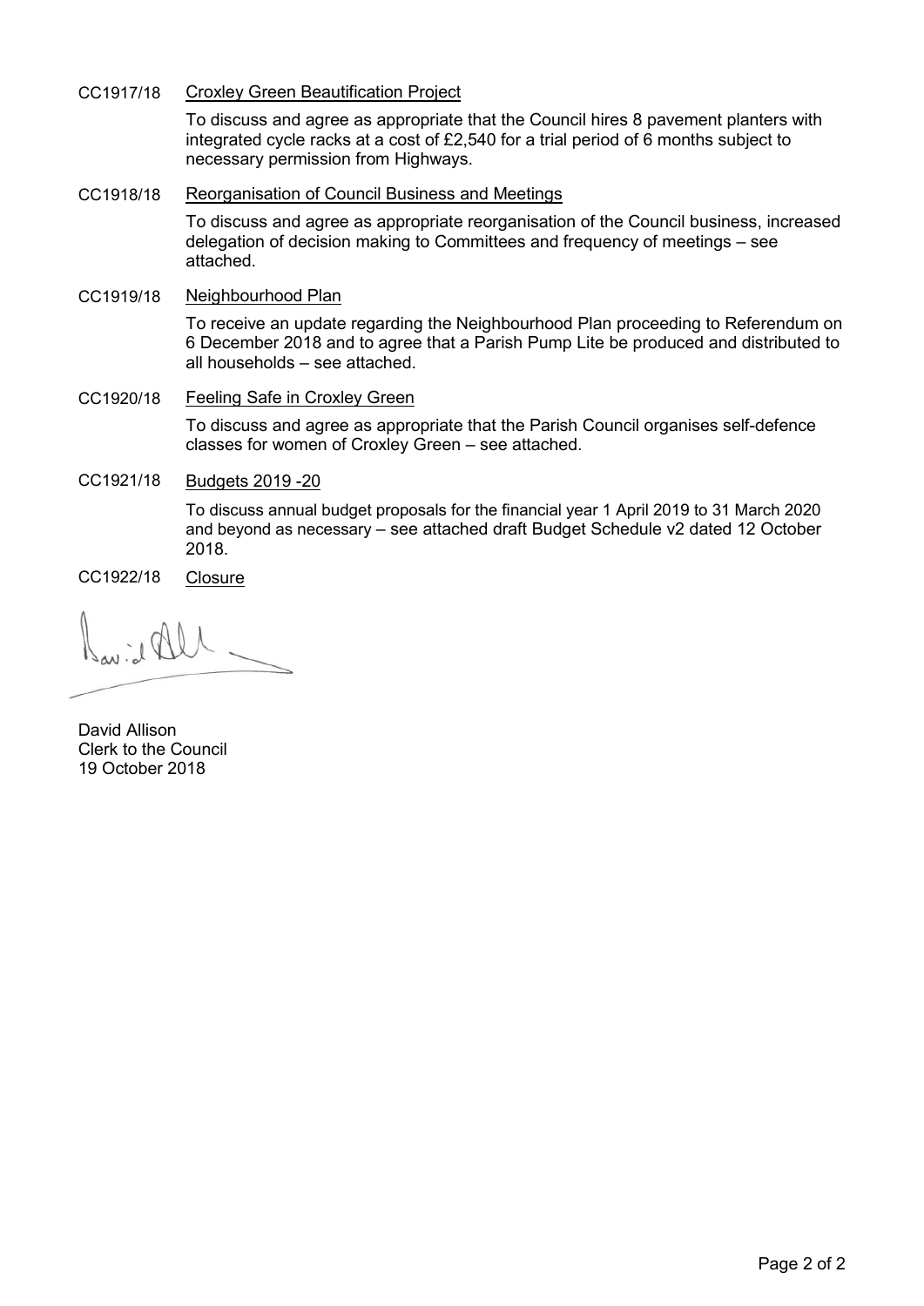CC1917/18 Croxley Green Beautification Project

To discuss and agree as appropriate that the Council hires 8 pavement planters with integrated cycle racks at a cost of £2,540 for a trial period of 6 months subject to necessary permission from Highways.

CC1918/18 Reorganisation of Council Business and Meetings

To discuss and agree as appropriate reorganisation of the Council business, increased delegation of decision making to Committees and frequency of meetings – see attached.

CC1919/18 Neighbourhood Plan

To receive an update regarding the Neighbourhood Plan proceeding to Referendum on 6 December 2018 and to agree that a Parish Pump Lite be produced and distributed to all households – see attached.

CC1920/18 Feeling Safe in Croxley Green

To discuss and agree as appropriate that the Parish Council organises self-defence classes for women of Croxley Green – see attached.

CC1921/18 Budgets 2019 -20

To discuss annual budget proposals for the financial year 1 April 2019 to 31 March 2020 and beyond as necessary – see attached draft Budget Schedule v2 dated 12 October 2018.

CC1922/18 Closure

David Allison
Clerk to the Council
19 October 2018